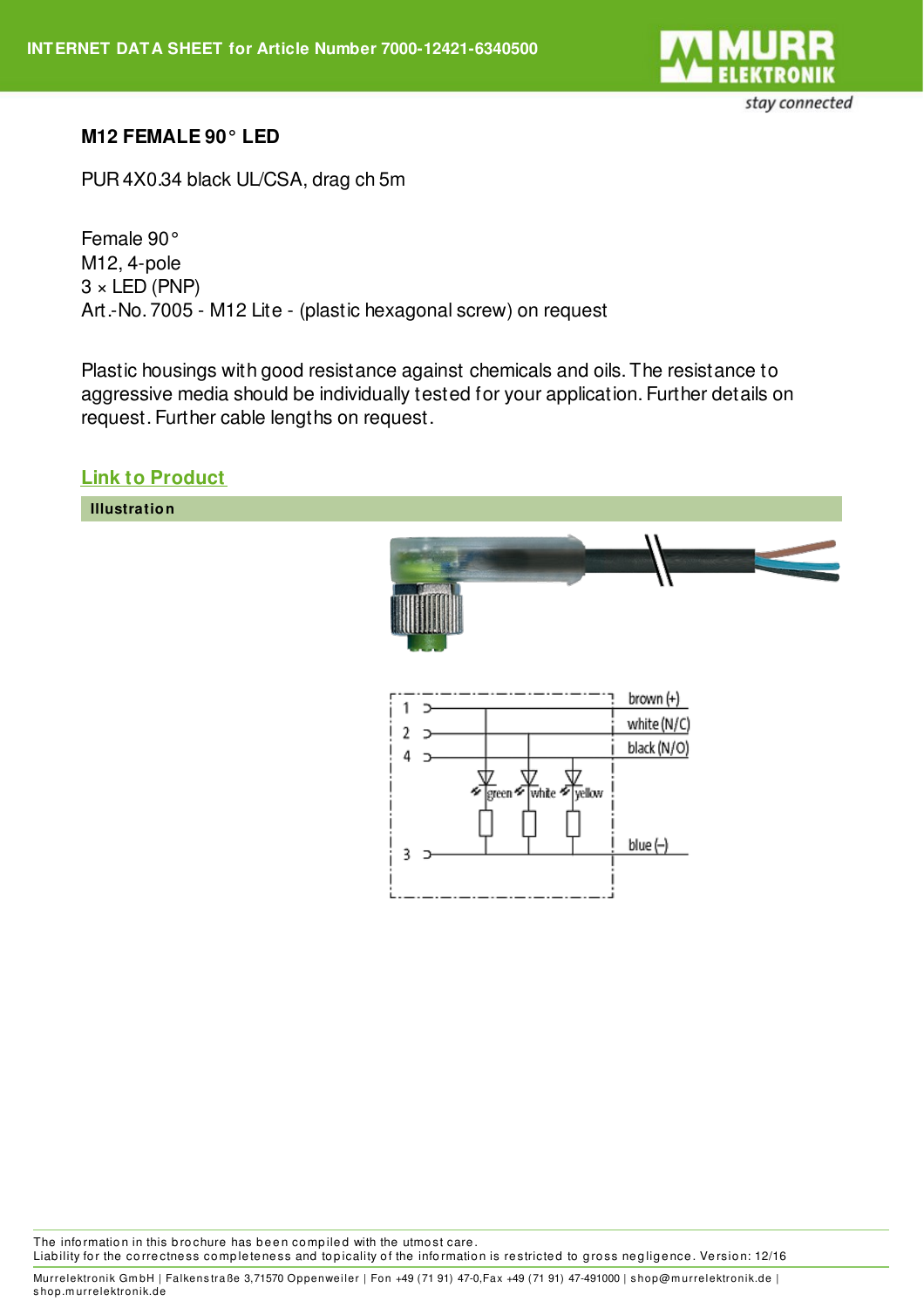INTERNET DATA SHEET for Article Number 7000-12421-6340500

# M12 FEMALE 90° LED

PUR 4X0.34 black UL/CSA, drag ch 5m

Female 90°
M12, 4-pole
3 × LED (PNP)
Art.-No. 7005 - M12 Lite - (plastic hexagonal screw) on request

Plastic housings with good resistance against chemicals and oils. The resistance to aggressive media should be individually tested for your application. Further details on request. Further cable lengths on request.

[Link to Product](#)

## Illustration

1 brown (+)
2 white (N/C)
4 black (N/O)
green white yellow
3 blue (–)

The information in this brochure has been compiled with the utmost care.
Liability for the correctness completeness and topicality of the information is restricted to gross negligence. Version: 12/16

Murrelektronik GmbH | Falkenstraße 3,71570 Oppenweiler | Fon +49 (71 91) 47-0,Fax +49 (71 91) 47-491000 | shop@murrelektronik.de | shop.murrelektronik.de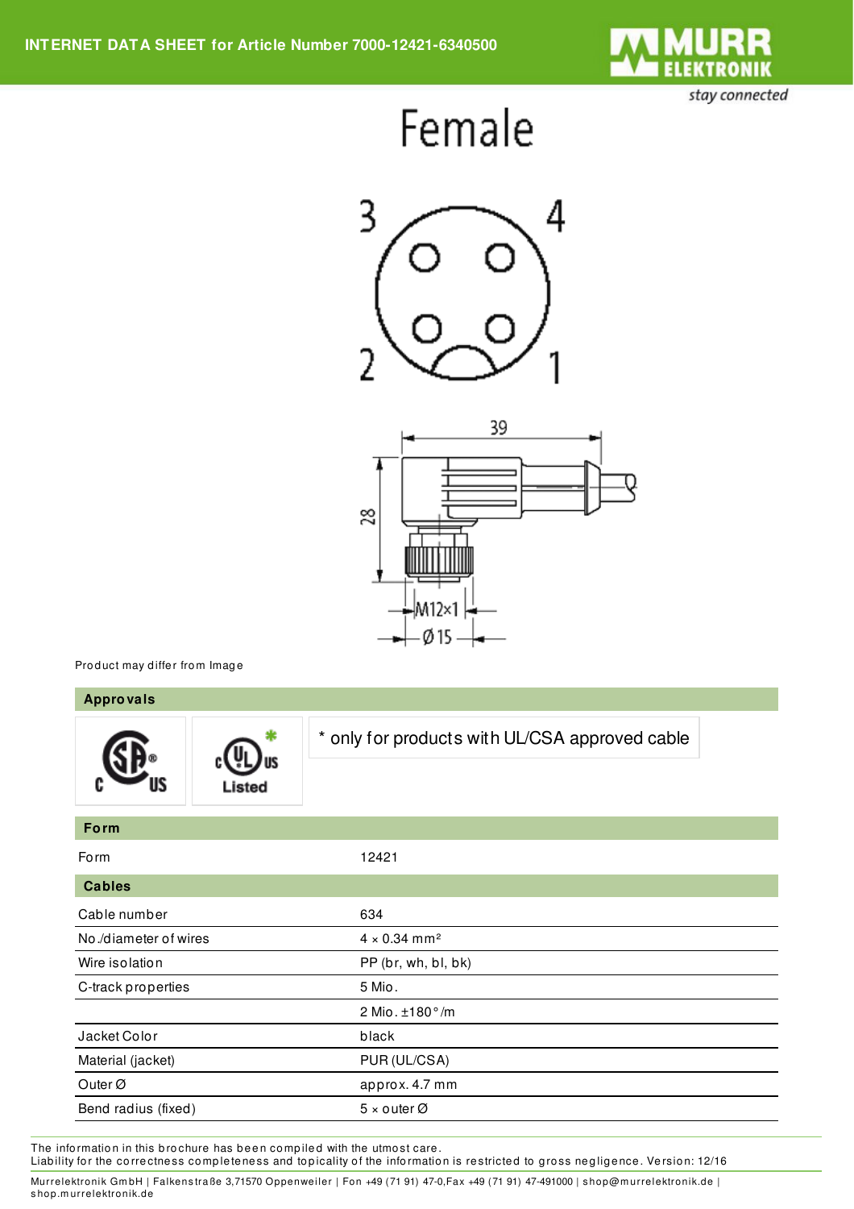Female

Product may differ from Image

## Approvals

\* only for products with UL/CSA approved cable

## Form

| | |
|---|---|
| Form | 12421 |

## Cables

| | |
|---|---|
| Cable number | 634 |
| No./diameter of wires | 4 × 0.34 mm² |
| Wire isolation | PP (br, wh, bl, bk) |
| C-track properties | 5 Mio. |
| | 2 Mio. ±180°/m |
| Jacket Color | black |
| Material (jacket) | PUR (UL/CSA) |
| Outer Ø | approx. 4.7 mm |
| Bend radius (fixed) | 5 × outer Ø |

The information in this brochure has been compiled with the utmost care.
Liability for the correctness completeness and topicality of the information is restricted to gross negligence. Version: 12/16

Murrelektronik GmbH | Falkenstraße 3,71570 Oppenweiler | Fon +49 (71 91) 47-0,Fax +49 (71 91) 47-491000 | shop@murrelektronik.de | shop.murrelektronik.de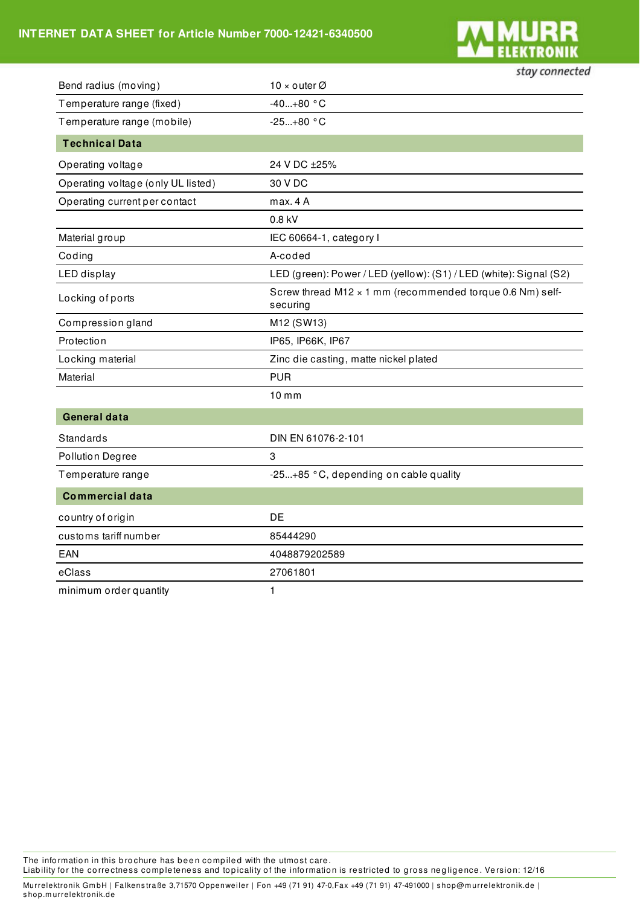| | |
|---|---|
| Bend radius (moving) | 10 × outer Ø |
| Temperature range (fixed) | -40...+80 °C |
| Temperature range (mobile) | -25...+80 °C |
| **Technical Data** | |
| Operating voltage | 24 V DC ±25% |
| Operating voltage (only UL listed) | 30 V DC |
| Operating current per contact | max. 4 A |
| | 0.8 kV |
| Material group | IEC 60664-1, category I |
| Coding | A-coded |
| LED display | LED (green): Power / LED (yellow): (S1) / LED (white): Signal (S2) |
| Locking of ports | Screw thread M12 × 1 mm (recommended torque 0.6 Nm) self-securing |
| Compression gland | M12 (SW13) |
| Protection | IP65, IP66K, IP67 |
| Locking material | Zinc die casting, matte nickel plated |
| Material | PUR |
| | 10 mm |
| **General data** | |
| Standards | DIN EN 61076-2-101 |
| Pollution Degree | 3 |
| Temperature range | -25...+85 °C, depending on cable quality |
| **Commercial data** | |
| country of origin | DE |
| customs tariff number | 85444290 |
| EAN | 4048879202589 |
| eClass | 27061801 |
| minimum order quantity | 1 |

The information in this brochure has been compiled with the utmost care.
Liability for the correctness completeness and topicality of the information is restricted to gross negligence. Version: 12/16

Murrelektronik GmbH | Falkenstraße 3,71570 Oppenweiler | Fon +49 (71 91) 47-0,Fax +49 (71 91) 47-491000 | shop@murrelektronik.de | shop.murrelektronik.de